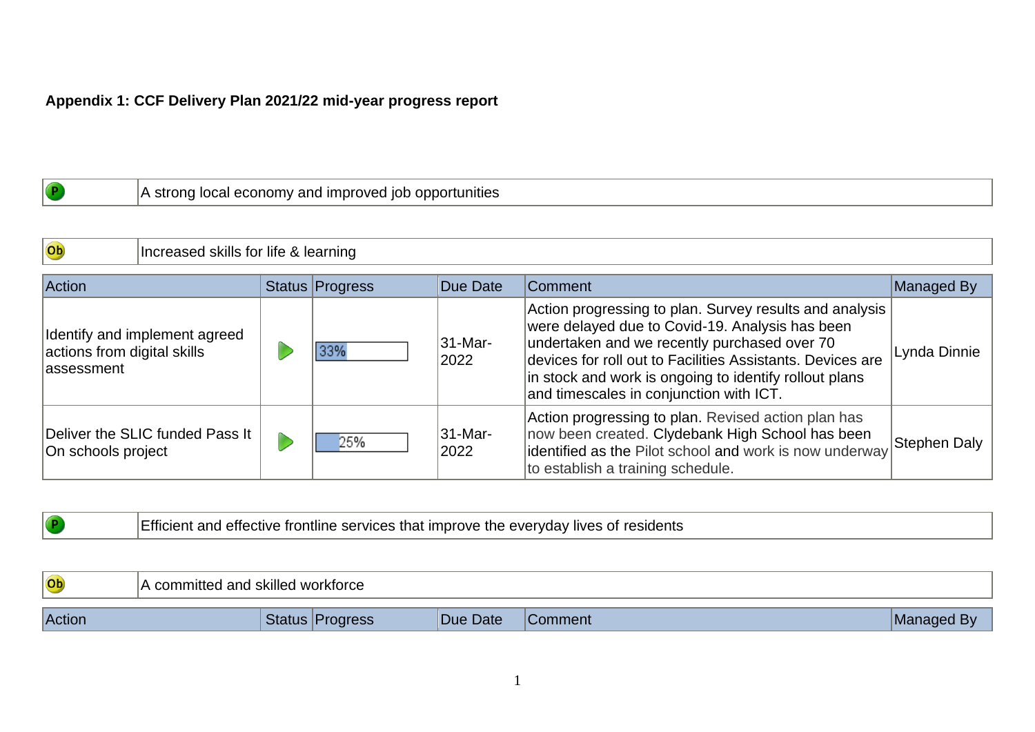**Appendix 1: CCF Delivery Plan 2021/22 mid-year progress report**

| P | A strong local economy and improved job opportunities |
|---|---|

| Ob | Increased skills for life & learning |
|---|---|

| Action | Status | Progress | Due Date | Comment | Managed By |
|---|---|---|---|---|---|
| Identify and implement agreed actions from digital skills assessment | ▶ | 33% | 31-Mar-2022 | Action progressing to plan. Survey results and analysis were delayed due to Covid-19. Analysis has been undertaken and we recently purchased over 70 devices for roll out to Facilities Assistants. Devices are in stock and work is ongoing to identify rollout plans and timescales in conjunction with ICT. | Lynda Dinnie |
| Deliver the SLIC funded Pass It On schools project | ▶ | 25% | 31-Mar-2022 | Action progressing to plan. Revised action plan has now been created. Clydebank High School has been identified as the Pilot school and work is now underway to establish a training schedule. | Stephen Daly |

| P | Efficient and effective frontline services that improve the everyday lives of residents |
|---|---|

| Ob | A committed and skilled workforce |
|---|---|

| Action | Status | Progress | Due Date | Comment | Managed By |
|---|---|---|---|---|---|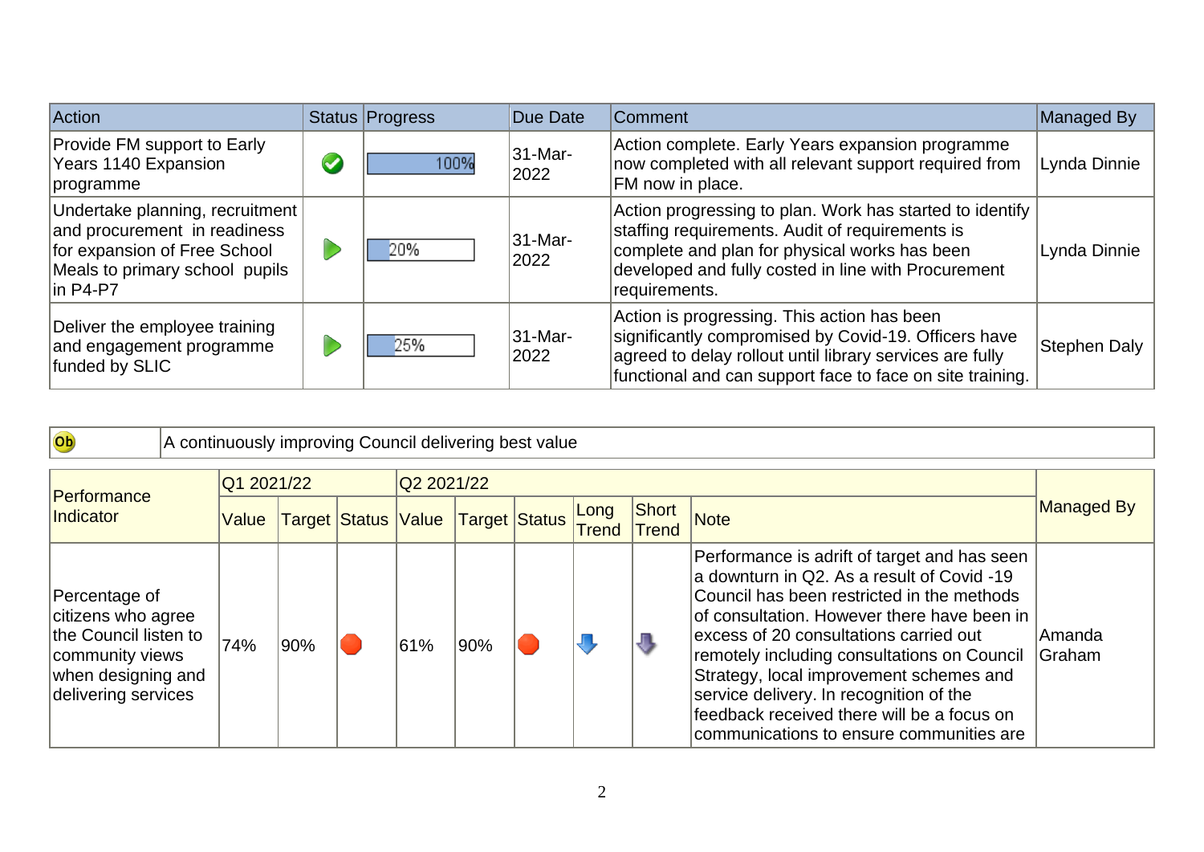| Action | Status | Progress | Due Date | Comment | Managed By |
|---|---|---|---|---|---|
| Provide FM support to Early Years 1140 Expansion programme | | 100% | 31-Mar-2022 | Action complete. Early Years expansion programme now completed with all relevant support required from FM now in place. | Lynda Dinnie |
| Undertake planning, recruitment and procurement in readiness for expansion of Free School Meals to primary school pupils in P4-P7 | | 20% | 31-Mar-2022 | Action progressing to plan. Work has started to identify staffing requirements. Audit of requirements is complete and plan for physical works has been developed and fully costed in line with Procurement requirements. | Lynda Dinnie |
| Deliver the employee training and engagement programme funded by SLIC | | 25% | 31-Mar-2022 | Action is progressing. This action has been significantly compromised by Covid-19. Officers have agreed to delay rollout until library services are fully functional and can support face to face on site training. | Stephen Daly |

| Ob | A continuously improving Council delivering best value |
|---|---|

| Performance Indicator | Q1 2021/22 | | | Q2 2021/22 | | | | | Note | Managed By |
|---|---|---|---|---|---|---|---|---|---|---|
| | Value | Target | Status | Value | Target | Status | Long Trend | Short Trend | | |
| Percentage of citizens who agree the Council listen to community views when designing and delivering services | 74% | 90% | | 61% | 90% | | | | Performance is adrift of target and has seen a downturn in Q2. As a result of Covid -19 Council has been restricted in the methods of consultation. However there have been in excess of 20 consultations carried out remotely including consultations on Council Strategy, local improvement schemes and service delivery. In recognition of the feedback received there will be a focus on communications to ensure communities are | Amanda Graham |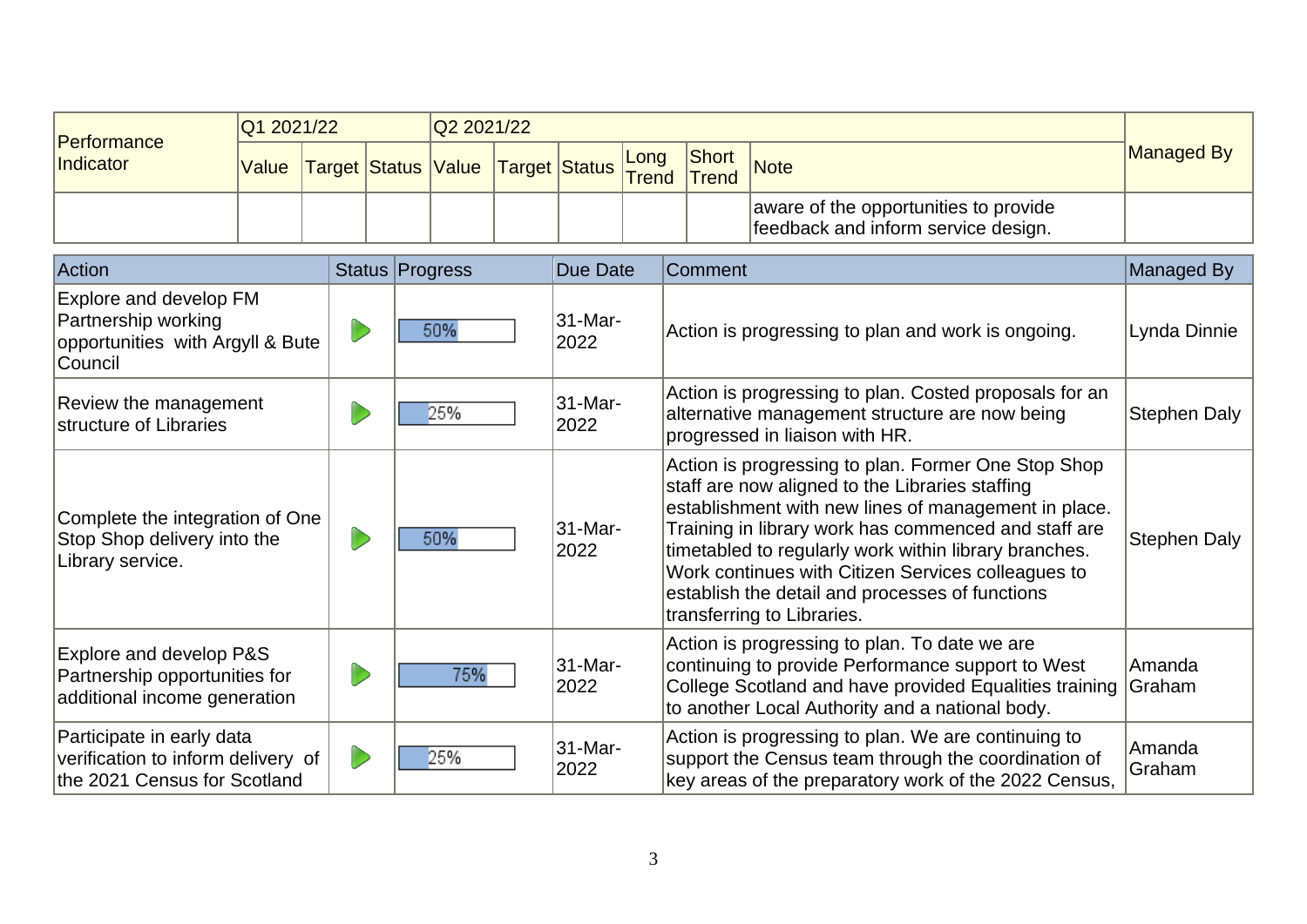| Performance Indicator | Q1 2021/22 | | | Q2 2021/22 | | | | | | Managed By |
|---|---|---|---|---|---|---|---|---|---|---|
| | Value | Target | Status | Value | Target | Status | Long Trend | Short Trend | Note | |
| | | | | | | | | | aware of the opportunities to provide feedback and inform service design. | |

| Action | Status | Progress | Due Date | Comment | Managed By |
|---|---|---|---|---|---|
| Explore and develop FM Partnership working opportunities with Argyll & Bute Council | | 50% | 31-Mar-2022 | Action is progressing to plan and work is ongoing. | Lynda Dinnie |
| Review the management structure of Libraries | | 25% | 31-Mar-2022 | Action is progressing to plan. Costed proposals for an alternative management structure are now being progressed in liaison with HR. | Stephen Daly |
| Complete the integration of One Stop Shop delivery into the Library service. | | 50% | 31-Mar-2022 | Action is progressing to plan. Former One Stop Shop staff are now aligned to the Libraries staffing establishment with new lines of management in place. Training in library work has commenced and staff are timetabled to regularly work within library branches. Work continues with Citizen Services colleagues to establish the detail and processes of functions transferring to Libraries. | Stephen Daly |
| Explore and develop P&S Partnership opportunities for additional income generation | | 75% | 31-Mar-2022 | Action is progressing to plan. To date we are continuing to provide Performance support to West College Scotland and have provided Equalities training to another Local Authority and a national body. | Amanda Graham |
| Participate in early data verification to inform delivery of the 2021 Census for Scotland | | 25% | 31-Mar-2022 | Action is progressing to plan. We are continuing to support the Census team through the coordination of key areas of the preparatory work of the 2022 Census, | Amanda Graham |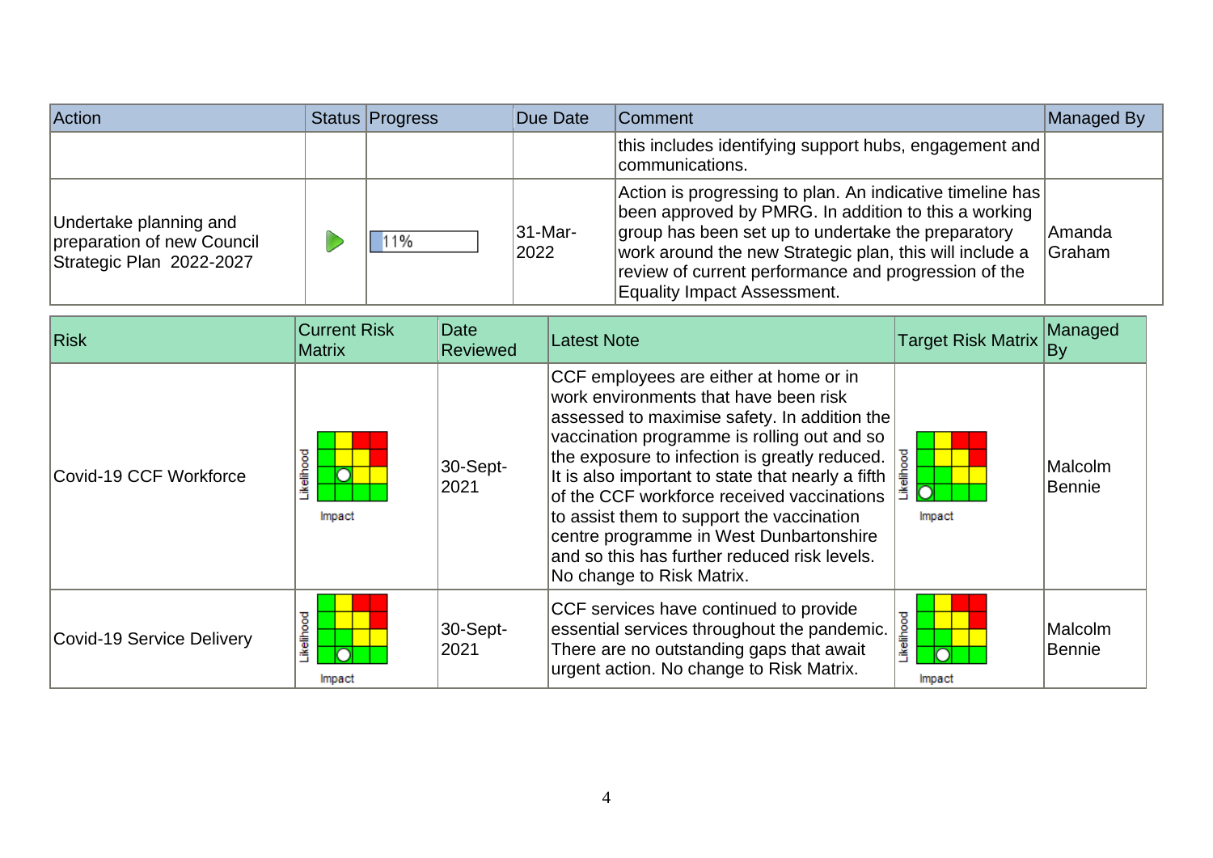| Action | Status | Progress | Due Date | Comment | Managed By |
|---|---|---|---|---|---|
| | | | | this includes identifying support hubs, engagement and communications. | |
| Undertake planning and preparation of new Council Strategic Plan 2022-2027 | | 11% | 31-Mar-2022 | Action is progressing to plan. An indicative timeline has been approved by PMRG. In addition to this a working group has been set up to undertake the preparatory work around the new Strategic plan, this will include a review of current performance and progression of the Equality Impact Assessment. | Amanda Graham |

| Risk | Current Risk Matrix | Date Reviewed | Latest Note | Target Risk Matrix | Managed By |
|---|---|---|---|---|---|
| Covid-19 CCF Workforce | Likelihood / Impact | 30-Sept-2021 | CCF employees are either at home or in work environments that have been risk assessed to maximise safety. In addition the vaccination programme is rolling out and so the exposure to infection is greatly reduced. It is also important to state that nearly a fifth of the CCF workforce received vaccinations to assist them to support the vaccination centre programme in West Dunbartonshire and so this has further reduced risk levels. No change to Risk Matrix. | Likelihood / Impact | Malcolm Bennie |
| Covid-19 Service Delivery | Likelihood / Impact | 30-Sept-2021 | CCF services have continued to provide essential services throughout the pandemic. There are no outstanding gaps that await urgent action. No change to Risk Matrix. | Likelihood / Impact | Malcolm Bennie |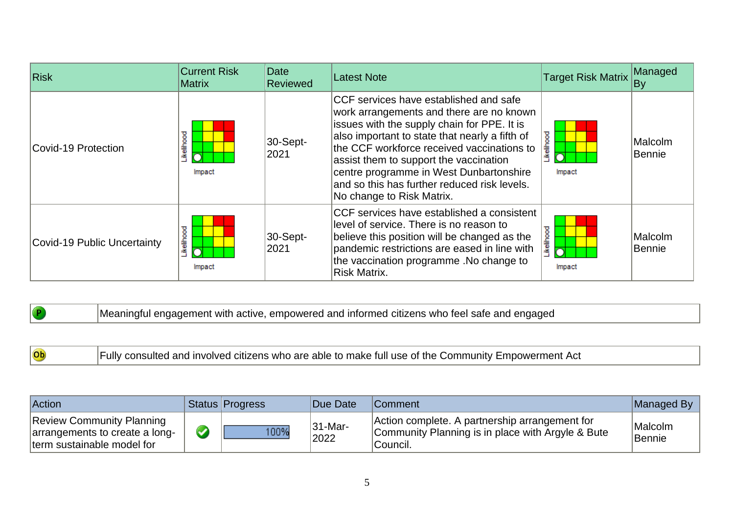| Risk | Current Risk Matrix | Date Reviewed | Latest Note | Target Risk Matrix | Managed By |
|---|---|---|---|---|---|
| Covid-19 Protection | Likelihood / Impact | 30-Sept-2021 | CCF services have established and safe work arrangements and there are no known issues with the supply chain for PPE. It is also important to state that nearly a fifth of the CCF workforce received vaccinations to assist them to support the vaccination centre programme in West Dunbartonshire and so this has further reduced risk levels. No change to Risk Matrix. | Likelihood / Impact | Malcolm Bennie |
| Covid-19 Public Uncertainty | Likelihood / Impact | 30-Sept-2021 | CCF services have established a consistent level of service. There is no reason to believe this position will be changed as the pandemic restrictions are eased in line with the vaccination programme .No change to Risk Matrix. | Likelihood / Impact | Malcolm Bennie |

| P | Meaningful engagement with active, empowered and informed citizens who feel safe and engaged |
|---|---|

| Ob | Fully consulted and involved citizens who are able to make full use of the Community Empowerment Act |
|---|---|

| Action | Status | Progress | Due Date | Comment | Managed By |
|---|---|---|---|---|---|
| Review Community Planning arrangements to create a long-term sustainable model for | ✔ | 100% | 31-Mar-2022 | Action complete. A partnership arrangement for Community Planning is in place with Argyle & Bute Council. | Malcolm Bennie |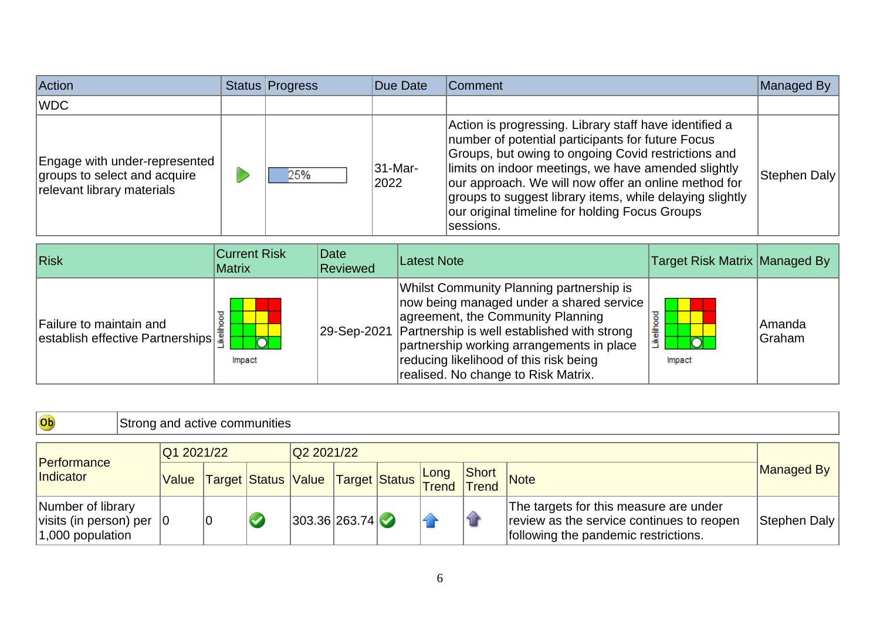| Action | Status | Progress | Due Date | Comment | Managed By |
|---|---|---|---|---|---|
| WDC | | | | | |
| Engage with under-represented groups to select and acquire relevant library materials | | 25% | 31-Mar-2022 | Action is progressing. Library staff have identified a number of potential participants for future Focus Groups, but owing to ongoing Covid restrictions and limits on indoor meetings, we have amended slightly our approach. We will now offer an online method for groups to suggest library items, while delaying slightly our original timeline for holding Focus Groups sessions. | Stephen Daly |

| Risk | Current Risk Matrix | Date Reviewed | Latest Note | Target Risk Matrix | Managed By |
|---|---|---|---|---|---|
| Failure to maintain and establish effective Partnerships | Likelihood / Impact | 29-Sep-2021 | Whilst Community Planning partnership is now being managed under a shared service agreement, the Community Planning Partnership is well established with strong partnership working arrangements in place reducing likelihood of this risk being realised. No change to Risk Matrix. | Likelihood / Impact | Amanda Graham |

| Ob | Strong and active communities |
|---|---|

| Performance Indicator | Q1 2021/22 | | | Q2 2021/22 | | | | | | Managed By |
|---|---|---|---|---|---|---|---|---|---|---|
| | Value | Target | Status | Value | Target | Status | Long Trend | Short Trend | Note | |
| Number of library visits (in person) per 1,000 population | 0 | 0 | | 303.36 | 263.74 | | | | The targets for this measure are under review as the service continues to reopen following the pandemic restrictions. | Stephen Daly |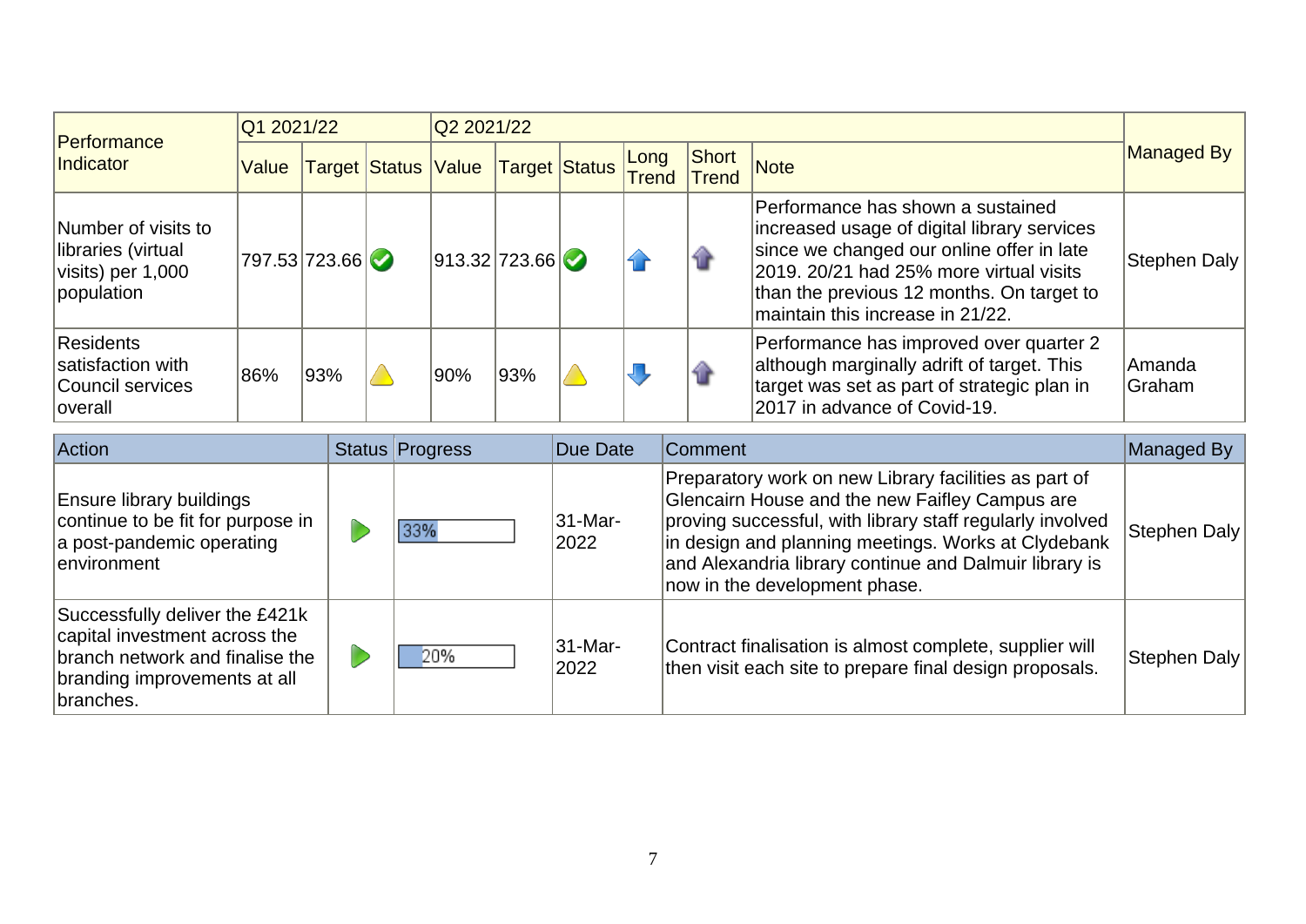| Performance Indicator | Q1 2021/22 | | | Q2 2021/22 | | | | | | Managed By |
|---|---|---|---|---|---|---|---|---|---|---|
| | Value | Target | Status | Value | Target | Status | Long Trend | Short Trend | Note | |
| Number of visits to libraries (virtual visits) per 1,000 population | 797.53 | 723.66 | ✔ | 913.32 | 723.66 | ✔ | ⬆ | ⬆ | Performance has shown a sustained increased usage of digital library services since we changed our online offer in late 2019. 20/21 had 25% more virtual visits than the previous 12 months. On target to maintain this increase in 21/22. | Stephen Daly |
| Residents satisfaction with Council services overall | 86% | 93% | ⚠ | 90% | 93% | ⚠ | ⬇ | ⬆ | Performance has improved over quarter 2 although marginally adrift of target. This target was set as part of strategic plan in 2017 in advance of Covid-19. | Amanda Graham |

| Action | Status | Progress | Due Date | Comment | Managed By |
|---|---|---|---|---|---|
| Ensure library buildings continue to be fit for purpose in a post-pandemic operating environment | ▶ | 33% | 31-Mar-2022 | Preparatory work on new Library facilities as part of Glencairn House and the new Faifley Campus are proving successful, with library staff regularly involved in design and planning meetings. Works at Clydebank and Alexandria library continue and Dalmuir library is now in the development phase. | Stephen Daly |
| Successfully deliver the £421k capital investment across the branch network and finalise the branding improvements at all branches. | ▶ | 20% | 31-Mar-2022 | Contract finalisation is almost complete, supplier will then visit each site to prepare final design proposals. | Stephen Daly |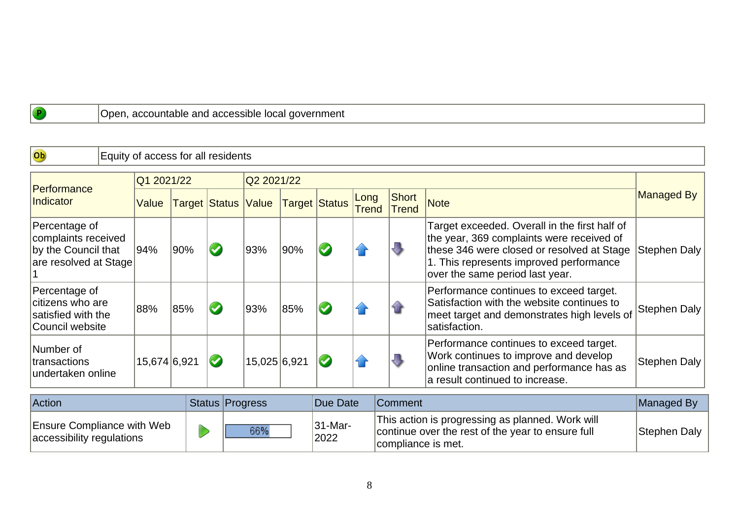| P | Open, accountable and accessible local government |
| --- | --- |

| Ob | Equity of access for all residents |
| --- | --- |

| Performance Indicator | Q1 2021/22 | | | Q2 2021/22 | | | | | | Managed By |
| --- | --- | --- | --- | --- | --- | --- | --- | --- | --- | --- |
| | Value | Target | Status | Value | Target | Status | Long Trend | Short Trend | Note | |
| Percentage of complaints received by the Council that are resolved at Stage 1 | 94% | 90% | ✔ | 93% | 90% | ✔ | ↑ | ↓ | Target exceeded. Overall in the first half of the year, 369 complaints were received of these 346 were closed or resolved at Stage 1. This represents improved performance over the same period last year. | Stephen Daly |
| Percentage of citizens who are satisfied with the Council website | 88% | 85% | ✔ | 93% | 85% | ✔ | ↑ | ↑ | Performance continues to exceed target. Satisfaction with the website continues to meet target and demonstrates high levels of satisfaction. | Stephen Daly |
| Number of transactions undertaken online | 15,674 | 6,921 | ✔ | 15,025 | 6,921 | ✔ | ↑ | ↓ | Performance continues to exceed target. Work continues to improve and develop online transaction and performance has as a result continued to increase. | Stephen Daly |

| Action | Status | Progress | Due Date | Comment | Managed By |
| --- | --- | --- | --- | --- | --- |
| Ensure Compliance with Web accessibility regulations | ▶ | 66% | 31-Mar-2022 | This action is progressing as planned. Work will continue over the rest of the year to ensure full compliance is met. | Stephen Daly |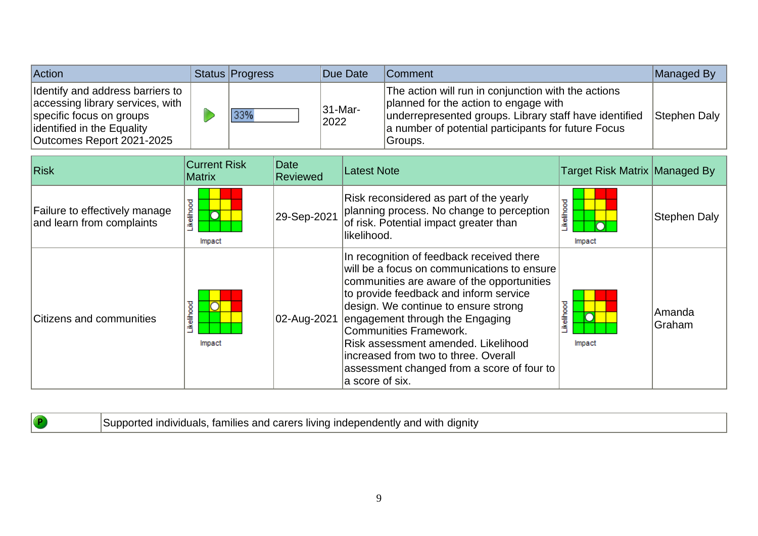| Action | Status | Progress | Due Date | Comment | Managed By |
|---|---|---|---|---|---|
| Identify and address barriers to accessing library services, with specific focus on groups identified in the Equality Outcomes Report 2021-2025 | | 33% | 31-Mar-2022 | The action will run in conjunction with the actions planned for the action to engage with underrepresented groups. Library staff have identified a number of potential participants for future Focus Groups. | Stephen Daly |

| Risk | Current Risk Matrix | Date Reviewed | Latest Note | Target Risk Matrix | Managed By |
|---|---|---|---|---|---|
| Failure to effectively manage and learn from complaints | | 29-Sep-2021 | Risk reconsidered as part of the yearly planning process. No change to perception of risk. Potential impact greater than likelihood. | | Stephen Daly |
| Citizens and communities | | 02-Aug-2021 | In recognition of feedback received there will be a focus on communications to ensure communities are aware of the opportunities to provide feedback and inform service design. We continue to ensure strong engagement through the Engaging Communities Framework.<br>Risk assessment amended. Likelihood increased from two to three. Overall assessment changed from a score of four to a score of six. | | Amanda Graham |

| | |
|---|---|
| P | Supported individuals, families and carers living independently and with dignity |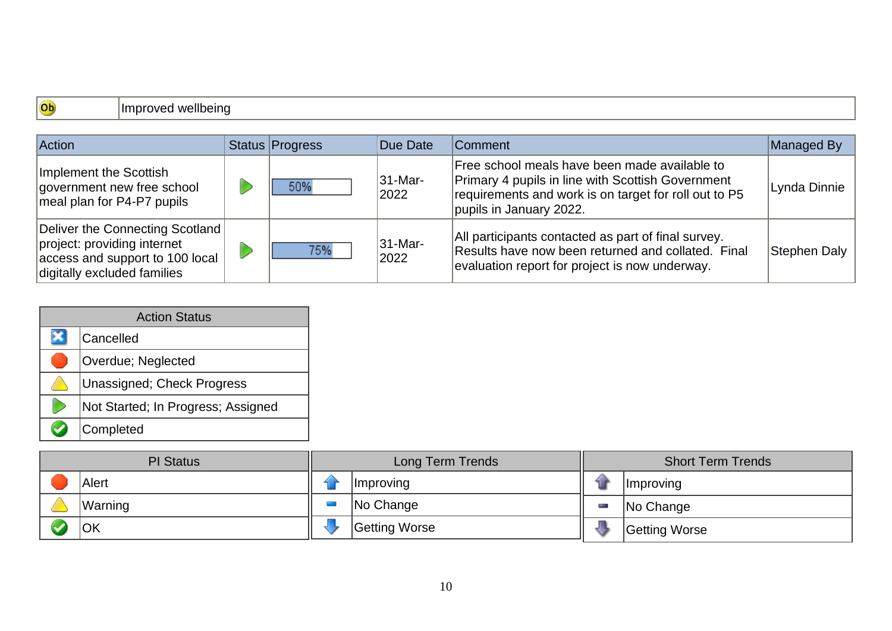| Ob | Improved wellbeing |
|---|---|

| Action | Status | Progress | Due Date | Comment | Managed By |
|---|---|---|---|---|---|
| Implement the Scottish government new free school meal plan for P4-P7 pupils | Not Started; In Progress; Assigned | 50% | 31-Mar-2022 | Free school meals have been made available to Primary 4 pupils in line with Scottish Government requirements and work is on target for roll out to P5 pupils in January 2022. | Lynda Dinnie |
| Deliver the Connecting Scotland project: providing internet access and support to 100 local digitally excluded families | Not Started; In Progress; Assigned | 75% | 31-Mar-2022 | All participants contacted as part of final survey. Results have now been returned and collated. Final evaluation report for project is now underway. | Stephen Daly |

| Action Status |
|---|
| Cancelled |
| Overdue; Neglected |
| Unassigned; Check Progress |
| Not Started; In Progress; Assigned |
| Completed |

| PI Status | Long Term Trends | Short Term Trends |
|---|---|---|
| Alert | Improving | Improving |
| Warning | No Change | No Change |
| OK | Getting Worse | Getting Worse |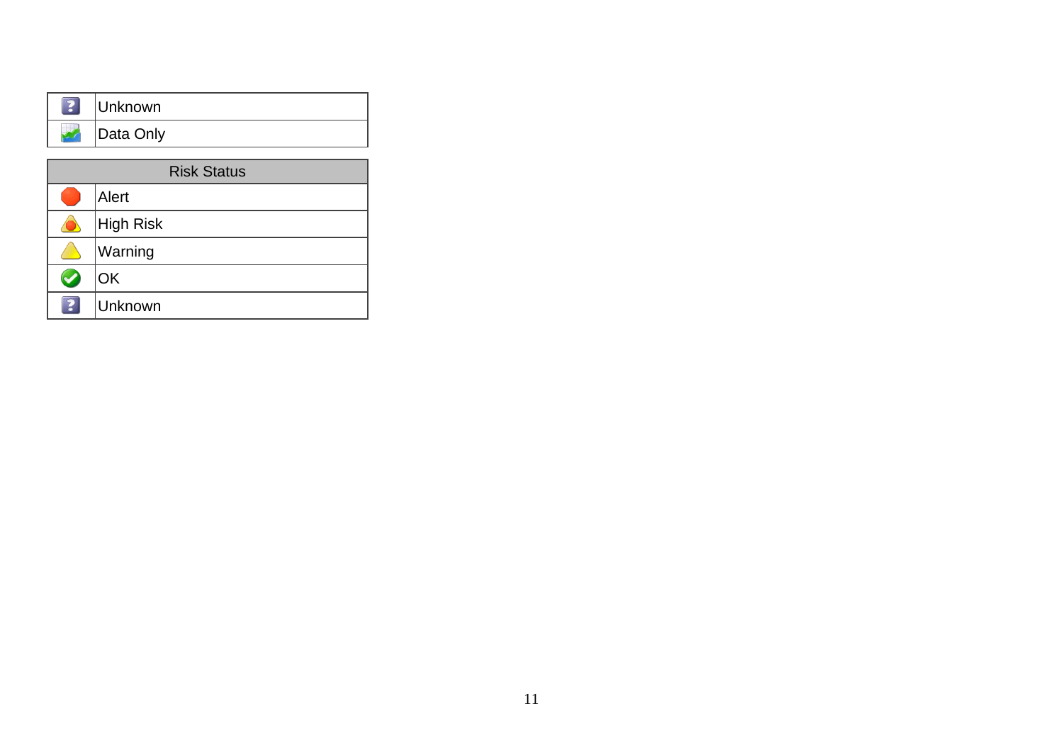| | |
|---|---|
| | Unknown |
| | Data Only |

| Risk Status | |
|---|---|
| | Alert |
| | High Risk |
| | Warning |
| | OK |
| | Unknown |